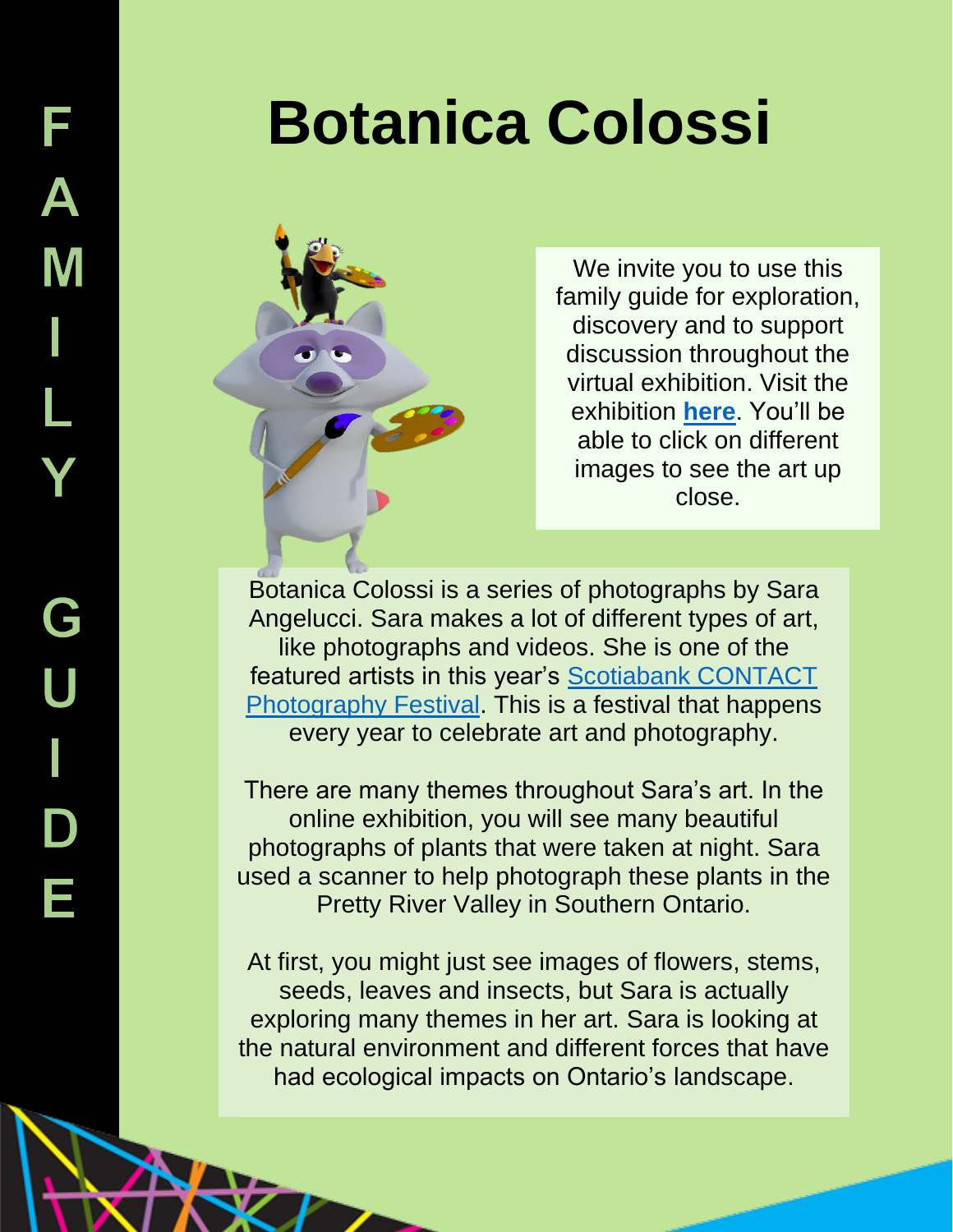FAMILY GUIDE

# Botanica Colossi

We invite you to use this family guide for exploration, discovery and to support discussion throughout the virtual exhibition. Visit the exhibition **here**. You'll be able to click on different images to see the art up close.

Botanica Colossi is a series of photographs by Sara Angelucci. Sara makes a lot of different types of art, like photographs and videos. She is one of the featured artists in this year's Scotiabank CONTACT Photography Festival. This is a festival that happens every year to celebrate art and photography.

There are many themes throughout Sara's art. In the online exhibition, you will see many beautiful photographs of plants that were taken at night. Sara used a scanner to help photograph these plants in the Pretty River Valley in Southern Ontario.

At first, you might just see images of flowers, stems, seeds, leaves and insects, but Sara is actually exploring many themes in her art. Sara is looking at the natural environment and different forces that have had ecological impacts on Ontario's landscape.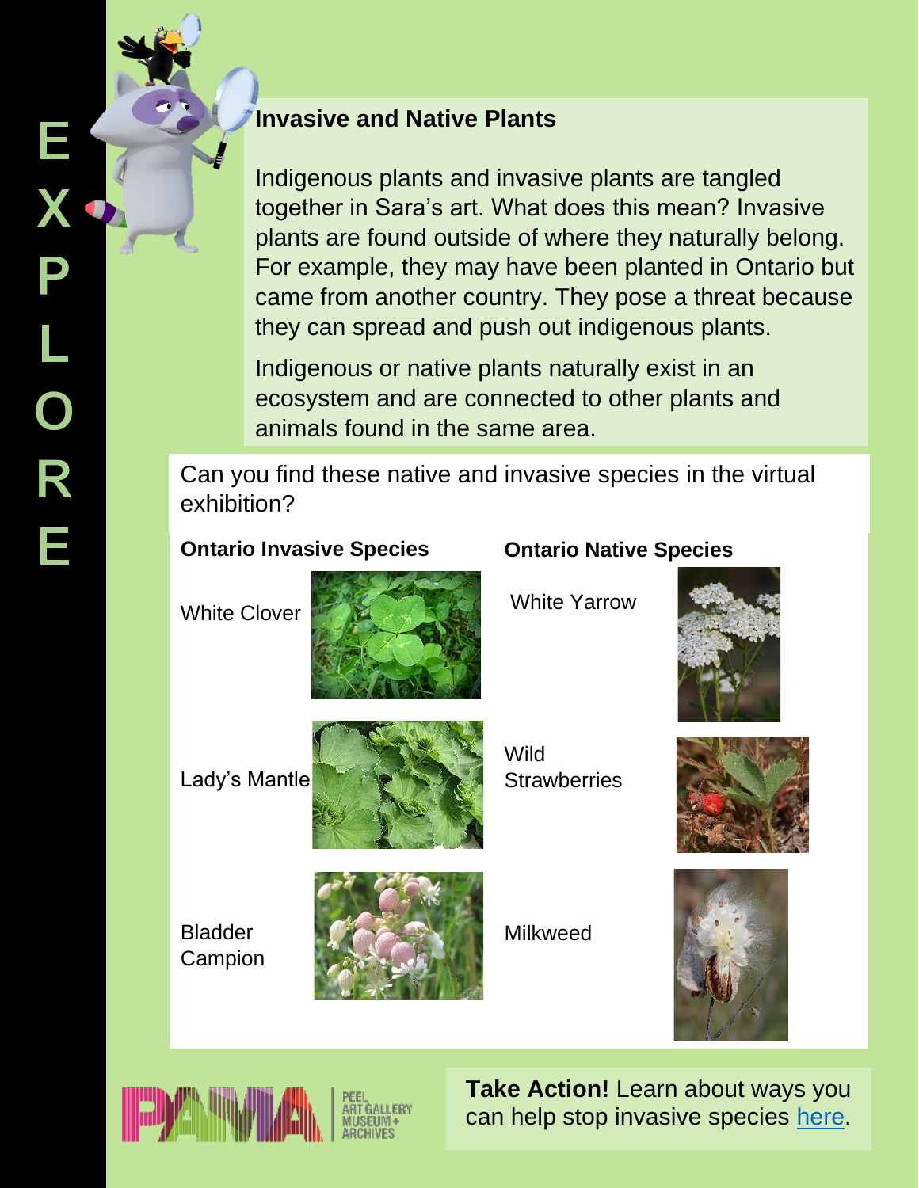EXPLORE

## Invasive and Native Plants

Indigenous plants and invasive plants are tangled together in Sara's art. What does this mean? Invasive plants are found outside of where they naturally belong. For example, they may have been planted in Ontario but came from another country. They pose a threat because they can spread and push out indigenous plants.

Indigenous or native plants naturally exist in an ecosystem and are connected to other plants and animals found in the same area.

Can you find these native and invasive species in the virtual exhibition?

| Ontario Invasive Species | Ontario Native Species |
| --- | --- |
| White Clover | White Yarrow |
| Lady's Mantle | Wild Strawberries |
| Bladder Campion | Milkweed |

PEEL ART GALLERY MUSEUM + ARCHIVES

**Take Action!** Learn about ways you can help stop invasive species here.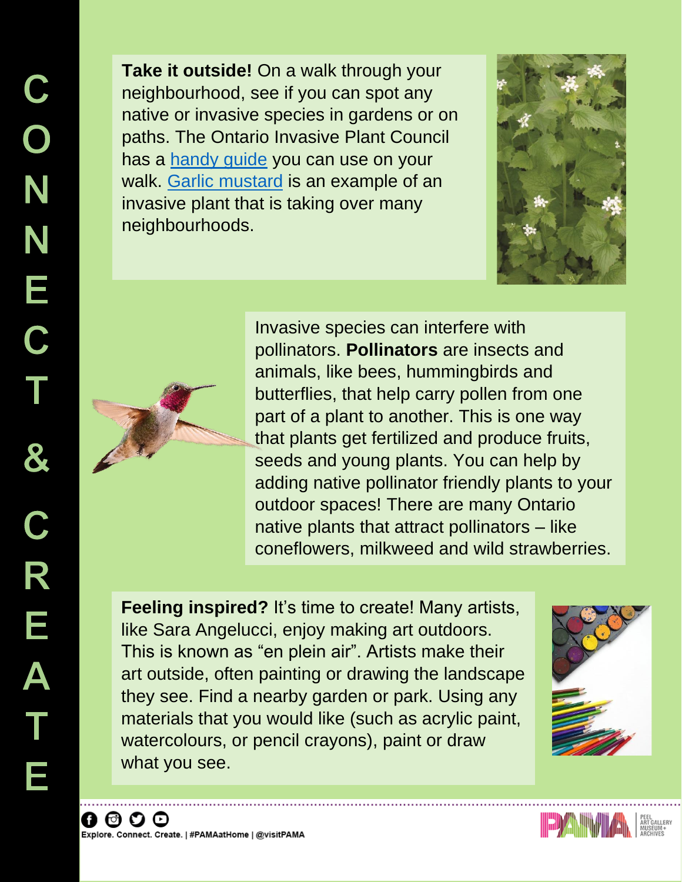**Take it outside!** On a walk through your neighbourhood, see if you can spot any native or invasive species in gardens or on paths. The Ontario Invasive Plant Council has a handy guide you can use on your walk. Garlic mustard is an example of an invasive plant that is taking over many neighbourhoods.

Invasive species can interfere with pollinators. **Pollinators** are insects and animals, like bees, hummingbirds and butterflies, that help carry pollen from one part of a plant to another. This is one way that plants get fertilized and produce fruits, seeds and young plants. You can help by adding native pollinator friendly plants to your outdoor spaces! There are many Ontario native plants that attract pollinators – like coneflowers, milkweed and wild strawberries.

**Feeling inspired?** It's time to create! Many artists, like Sara Angelucci, enjoy making art outdoors. This is known as "en plein air". Artists make their art outside, often painting or drawing the landscape they see. Find a nearby garden or park. Using any materials that you would like (such as acrylic paint, watercolours, or pencil crayons), paint or draw what you see.